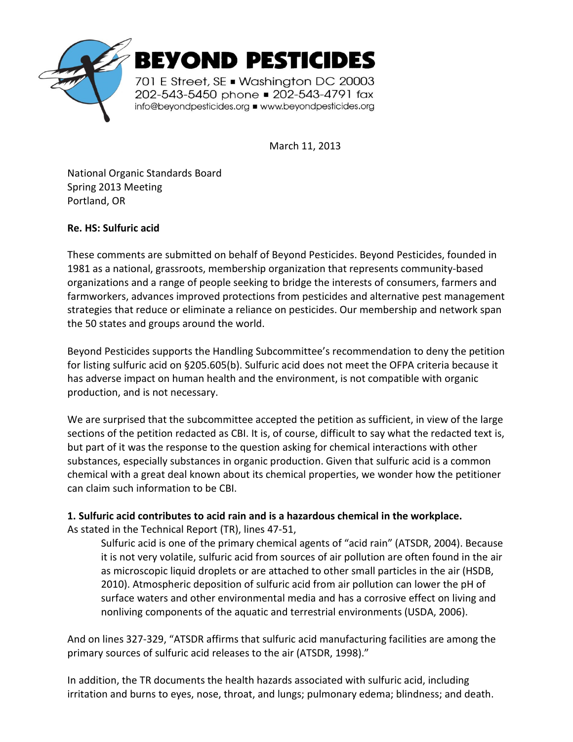**BEYOND PESTICIDES**

701 E Street, SE ▪ Washington DC 20003
202-543-5450 phone ▪ 202-543-4791 fax
info@beyondpesticides.org ▪ www.beyondpesticides.org

March 11, 2013

National Organic Standards Board
Spring 2013 Meeting
Portland, OR

**Re. HS: Sulfuric acid**

These comments are submitted on behalf of Beyond Pesticides. Beyond Pesticides, founded in 1981 as a national, grassroots, membership organization that represents community-based organizations and a range of people seeking to bridge the interests of consumers, farmers and farmworkers, advances improved protections from pesticides and alternative pest management strategies that reduce or eliminate a reliance on pesticides. Our membership and network span the 50 states and groups around the world.

Beyond Pesticides supports the Handling Subcommittee's recommendation to deny the petition for listing sulfuric acid on §205.605(b). Sulfuric acid does not meet the OFPA criteria because it has adverse impact on human health and the environment, is not compatible with organic production, and is not necessary.

We are surprised that the subcommittee accepted the petition as sufficient, in view of the large sections of the petition redacted as CBI. It is, of course, difficult to say what the redacted text is, but part of it was the response to the question asking for chemical interactions with other substances, especially substances in organic production. Given that sulfuric acid is a common chemical with a great deal known about its chemical properties, we wonder how the petitioner can claim such information to be CBI.

**1. Sulfuric acid contributes to acid rain and is a hazardous chemical in the workplace.**

As stated in the Technical Report (TR), lines 47-51,

> Sulfuric acid is one of the primary chemical agents of "acid rain" (ATSDR, 2004). Because it is not very volatile, sulfuric acid from sources of air pollution are often found in the air as microscopic liquid droplets or are attached to other small particles in the air (HSDB, 2010). Atmospheric deposition of sulfuric acid from air pollution can lower the pH of surface waters and other environmental media and has a corrosive effect on living and nonliving components of the aquatic and terrestrial environments (USDA, 2006).

And on lines 327-329, "ATSDR affirms that sulfuric acid manufacturing facilities are among the primary sources of sulfuric acid releases to the air (ATSDR, 1998)."

In addition, the TR documents the health hazards associated with sulfuric acid, including irritation and burns to eyes, nose, throat, and lungs; pulmonary edema; blindness; and death.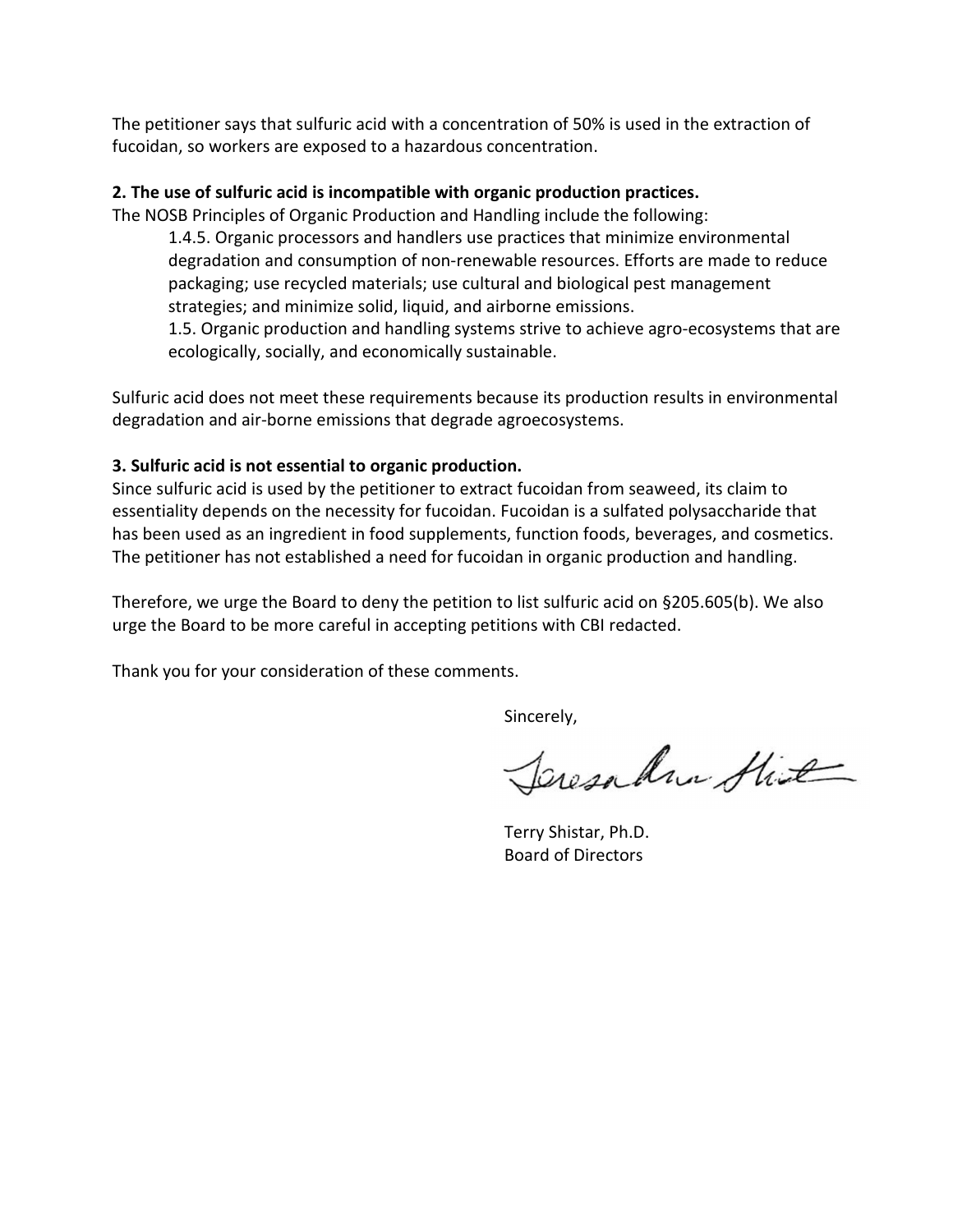The petitioner says that sulfuric acid with a concentration of 50% is used in the extraction of fucoidan, so workers are exposed to a hazardous concentration.

**2. The use of sulfuric acid is incompatible with organic production practices.**

The NOSB Principles of Organic Production and Handling include the following:

> 1.4.5. Organic processors and handlers use practices that minimize environmental degradation and consumption of non-renewable resources. Efforts are made to reduce packaging; use recycled materials; use cultural and biological pest management strategies; and minimize solid, liquid, and airborne emissions.
>
> 1.5. Organic production and handling systems strive to achieve agro-ecosystems that are ecologically, socially, and economically sustainable.

Sulfuric acid does not meet these requirements because its production results in environmental degradation and air-borne emissions that degrade agroecosystems.

**3. Sulfuric acid is not essential to organic production.**

Since sulfuric acid is used by the petitioner to extract fucoidan from seaweed, its claim to essentiality depends on the necessity for fucoidan. Fucoidan is a sulfated polysaccharide that has been used as an ingredient in food supplements, function foods, beverages, and cosmetics. The petitioner has not established a need for fucoidan in organic production and handling.

Therefore, we urge the Board to deny the petition to list sulfuric acid on §205.605(b). We also urge the Board to be more careful in accepting petitions with CBI redacted.

Thank you for your consideration of these comments.

Sincerely,

Teresa Ann Shistar

Terry Shistar, Ph.D.
Board of Directors